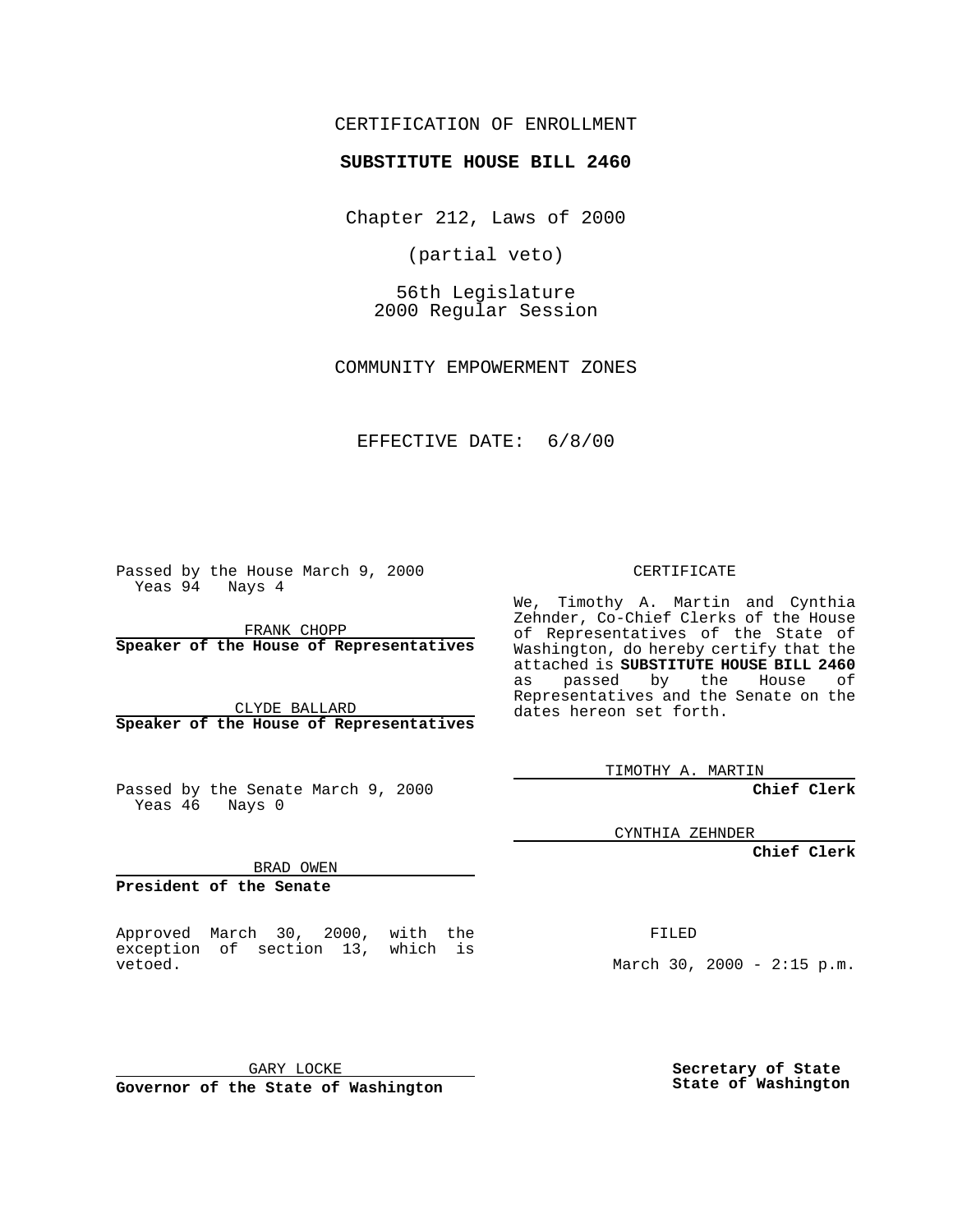CERTIFICATION OF ENROLLMENT

**SUBSTITUTE HOUSE BILL 2460**

Chapter 212, Laws of 2000

(partial veto)

56th Legislature
2000 Regular Session

COMMUNITY EMPOWERMENT ZONES

EFFECTIVE DATE: 6/8/00

Passed by the House March 9, 2000
Yeas 94 Nays 4

FRANK CHOPP
**Speaker of the House of Representatives**

CLYDE BALLARD
**Speaker of the House of Representatives**

Passed by the Senate March 9, 2000
Yeas 46 Nays 0

BRAD OWEN
**President of the Senate**

Approved March 30, 2000, with the exception of section 13, which is vetoed.

GARY LOCKE
**Governor of the State of Washington**

CERTIFICATE

We, Timothy A. Martin and Cynthia Zehnder, Co-Chief Clerks of the House of Representatives of the State of Washington, do hereby certify that the attached is **SUBSTITUTE HOUSE BILL 2460** as passed by the House of Representatives and the Senate on the dates hereon set forth.

TIMOTHY A. MARTIN
**Chief Clerk**

CYNTHIA ZEHNDER
**Chief Clerk**

FILED

March 30, 2000 - 2:15 p.m.

**Secretary of State**
**State of Washington**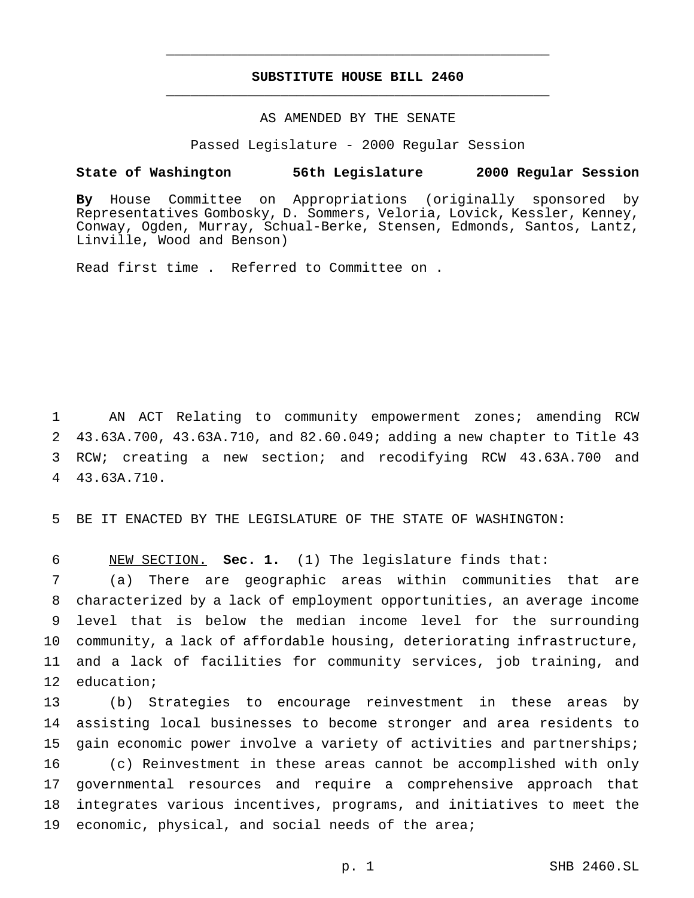# SUBSTITUTE HOUSE BILL 2460

AS AMENDED BY THE SENATE

Passed Legislature - 2000 Regular Session

**State of Washington 56th Legislature 2000 Regular Session**

**By** House Committee on Appropriations (originally sponsored by Representatives Gombosky, D. Sommers, Veloria, Lovick, Kessler, Kenney, Conway, Ogden, Murray, Schual-Berke, Stensen, Edmonds, Santos, Lantz, Linville, Wood and Benson)

Read first time . Referred to Committee on .

1 AN ACT Relating to community empowerment zones; amending RCW
2 43.63A.700, 43.63A.710, and 82.60.049; adding a new chapter to Title 43
3 RCW; creating a new section; and recodifying RCW 43.63A.700 and
4 43.63A.710.

5 BE IT ENACTED BY THE LEGISLATURE OF THE STATE OF WASHINGTON:

6 NEW SECTION. **Sec. 1.** (1) The legislature finds that:
7 (a) There are geographic areas within communities that are
8 characterized by a lack of employment opportunities, an average income
9 level that is below the median income level for the surrounding
10 community, a lack of affordable housing, deteriorating infrastructure,
11 and a lack of facilities for community services, job training, and
12 education;
13 (b) Strategies to encourage reinvestment in these areas by
14 assisting local businesses to become stronger and area residents to
15 gain economic power involve a variety of activities and partnerships;
16 (c) Reinvestment in these areas cannot be accomplished with only
17 governmental resources and require a comprehensive approach that
18 integrates various incentives, programs, and initiatives to meet the
19 economic, physical, and social needs of the area;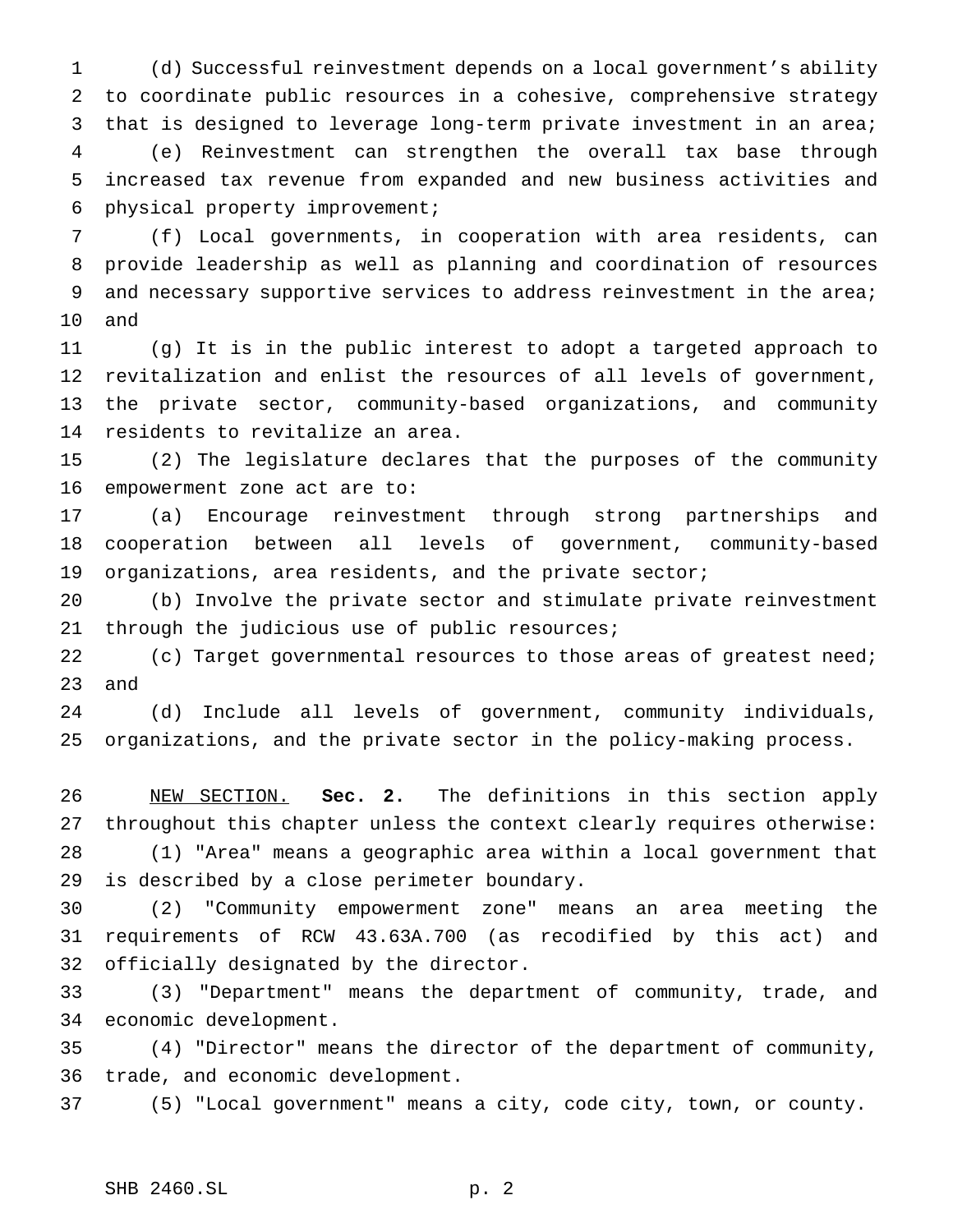(d) Successful reinvestment depends on a local government's ability to coordinate public resources in a cohesive, comprehensive strategy that is designed to leverage long-term private investment in an area;

(e) Reinvestment can strengthen the overall tax base through increased tax revenue from expanded and new business activities and physical property improvement;

(f) Local governments, in cooperation with area residents, can provide leadership as well as planning and coordination of resources and necessary supportive services to address reinvestment in the area; and

(g) It is in the public interest to adopt a targeted approach to revitalization and enlist the resources of all levels of government, the private sector, community-based organizations, and community residents to revitalize an area.

(2) The legislature declares that the purposes of the community empowerment zone act are to:

(a) Encourage reinvestment through strong partnerships and cooperation between all levels of government, community-based organizations, area residents, and the private sector;

(b) Involve the private sector and stimulate private reinvestment through the judicious use of public resources;

(c) Target governmental resources to those areas of greatest need; and

(d) Include all levels of government, community individuals, organizations, and the private sector in the policy-making process.

NEW SECTION. **Sec. 2.** The definitions in this section apply throughout this chapter unless the context clearly requires otherwise:

(1) "Area" means a geographic area within a local government that is described by a close perimeter boundary.

(2) "Community empowerment zone" means an area meeting the requirements of RCW 43.63A.700 (as recodified by this act) and officially designated by the director.

(3) "Department" means the department of community, trade, and economic development.

(4) "Director" means the director of the department of community, trade, and economic development.

(5) "Local government" means a city, code city, town, or county.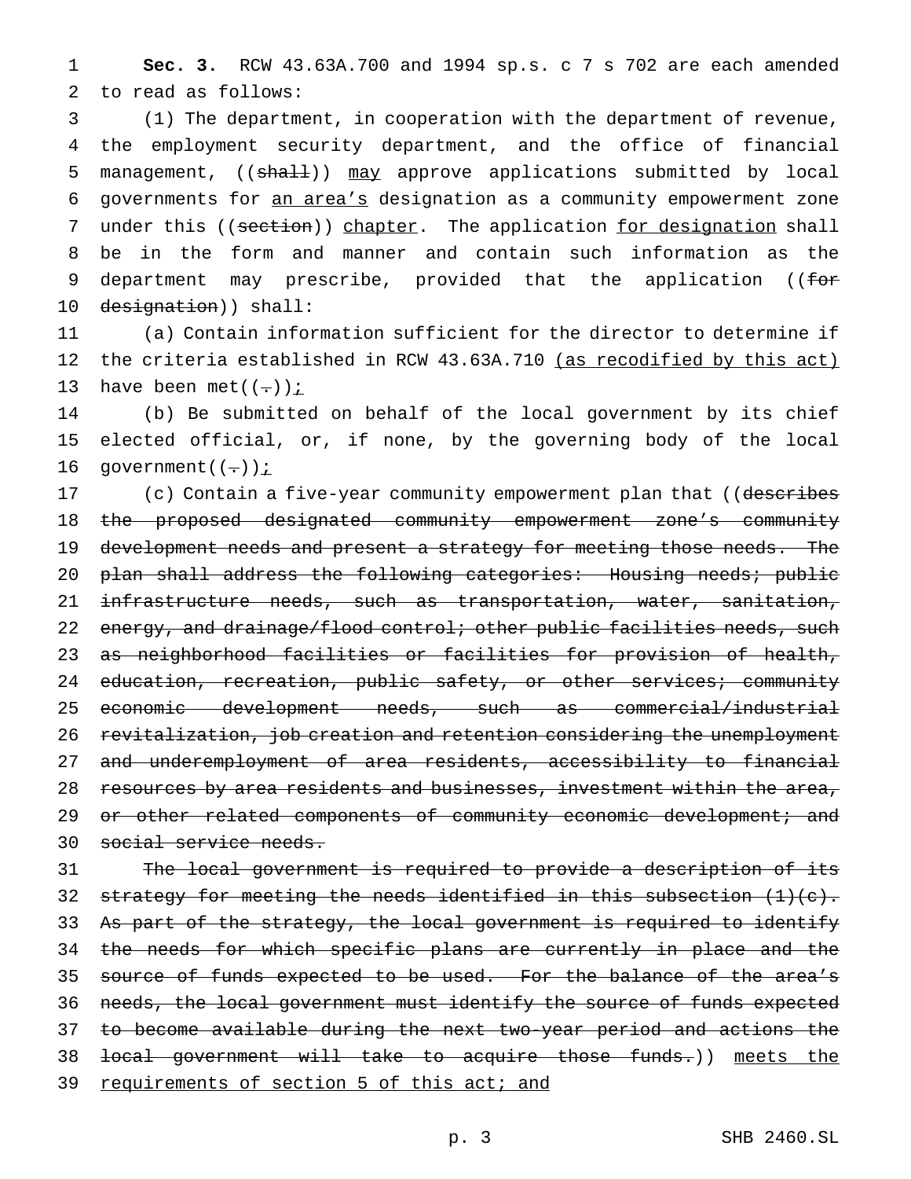**Sec. 3.** RCW 43.63A.700 and 1994 sp.s. c 7 s 702 are each amended to read as follows:

(1) The department, in cooperation with the department of revenue, the employment security department, and the office of financial management, ((~~shall~~)) <u>may</u> approve applications submitted by local governments for <u>an area's</u> designation as a community empowerment zone under this ((~~section~~)) <u>chapter</u>. The application <u>for designation</u> shall be in the form and manner and contain such information as the department may prescribe, provided that the application ((~~for designation~~)) shall:

(a) Contain information sufficient for the director to determine if the criteria established in RCW 43.63A.710 <u>(as recodified by this act)</u> have been met((~~.~~))<u>;</u>

(b) Be submitted on behalf of the local government by its chief elected official, or, if none, by the governing body of the local government((~~.~~))<u>;</u>

(c) Contain a five-year community empowerment plan that ((~~describes the proposed designated community empowerment zone's community development needs and present a strategy for meeting those needs. The plan shall address the following categories: Housing needs; public infrastructure needs, such as transportation, water, sanitation, energy, and drainage/flood control; other public facilities needs, such as neighborhood facilities or facilities for provision of health, education, recreation, public safety, or other services; community economic development needs, such as commercial/industrial revitalization, job creation and retention considering the unemployment and underemployment of area residents, accessibility to financial resources by area residents and businesses, investment within the area, or other related components of community economic development; and social service needs.~~

~~The local government is required to provide a description of its strategy for meeting the needs identified in this subsection (1)(c). As part of the strategy, the local government is required to identify the needs for which specific plans are currently in place and the source of funds expected to be used. For the balance of the area's needs, the local government must identify the source of funds expected to become available during the next two-year period and actions the local government will take to acquire those funds.~~)) <u>meets the requirements of section 5 of this act; and</u>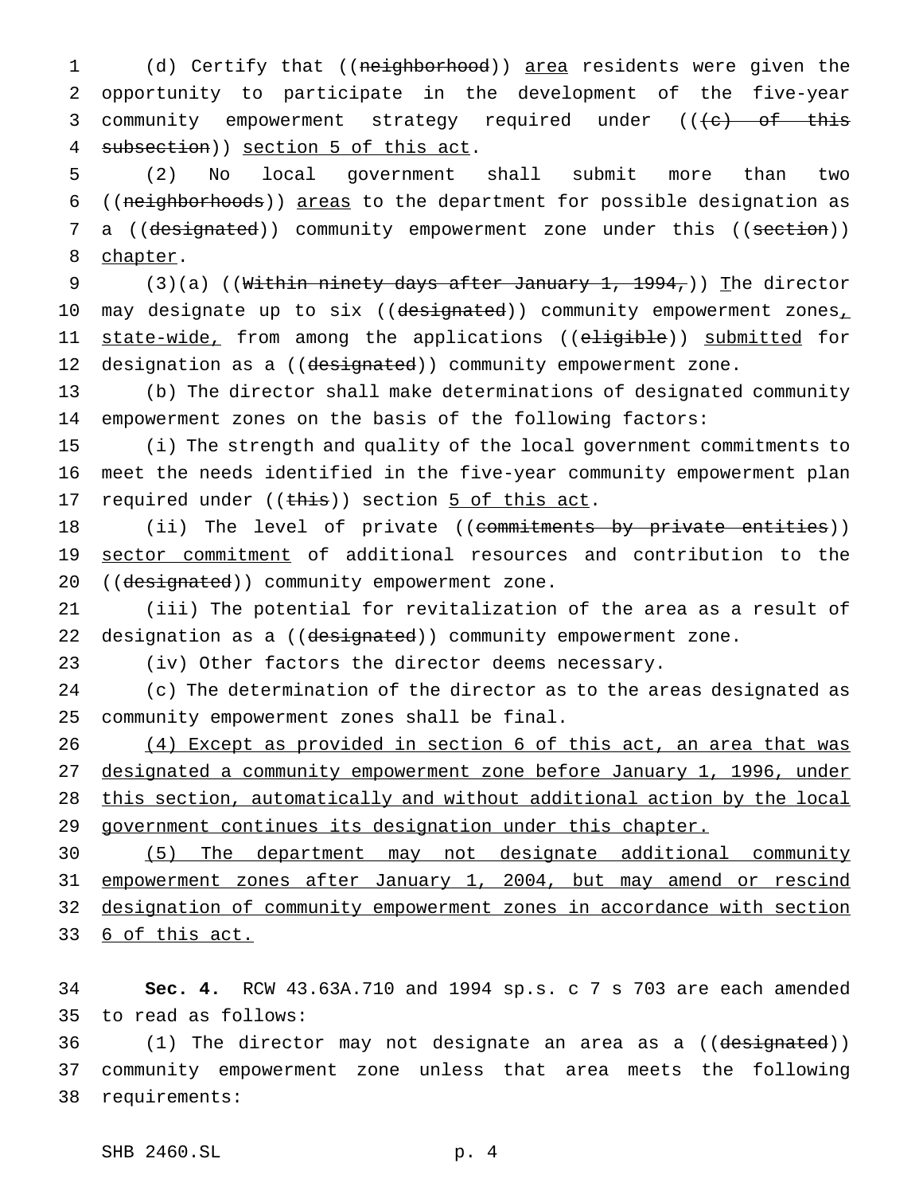(d) Certify that ((~~neighborhood~~)) <u>area</u> residents were given the opportunity to participate in the development of the five-year community empowerment strategy required under ((~~(c) of this subsection~~)) <u>section 5 of this act</u>.

(2) No local government shall submit more than two ((~~neighborhoods~~)) <u>areas</u> to the department for possible designation as a ((~~designated~~)) community empowerment zone under this ((~~section~~)) <u>chapter</u>.

(3)(a) ((~~Within ninety days after January 1, 1994,~~)) <u>T</u>he director may designate up to six ((~~designated~~)) community empowerment zones<u>, state-wide,</u> from among the applications ((~~eligible~~)) <u>submitted</u> for designation as a ((~~designated~~)) community empowerment zone.

(b) The director shall make determinations of designated community empowerment zones on the basis of the following factors:

(i) The strength and quality of the local government commitments to meet the needs identified in the five-year community empowerment plan required under ((~~this~~)) section <u>5 of this act</u>.

(ii) The level of private ((~~commitments by private entities~~)) <u>sector commitment</u> of additional resources and contribution to the ((~~designated~~)) community empowerment zone.

(iii) The potential for revitalization of the area as a result of designation as a ((~~designated~~)) community empowerment zone.

(iv) Other factors the director deems necessary.

(c) The determination of the director as to the areas designated as community empowerment zones shall be final.

<u>(4) Except as provided in section 6 of this act, an area that was designated a community empowerment zone before January 1, 1996, under this section, automatically and without additional action by the local government continues its designation under this chapter.</u>

<u>(5) The department may not designate additional community empowerment zones after January 1, 2004, but may amend or rescind designation of community empowerment zones in accordance with section 6 of this act.</u>

**Sec. 4.** RCW 43.63A.710 and 1994 sp.s. c 7 s 703 are each amended to read as follows:

(1) The director may not designate an area as a ((~~designated~~)) community empowerment zone unless that area meets the following requirements: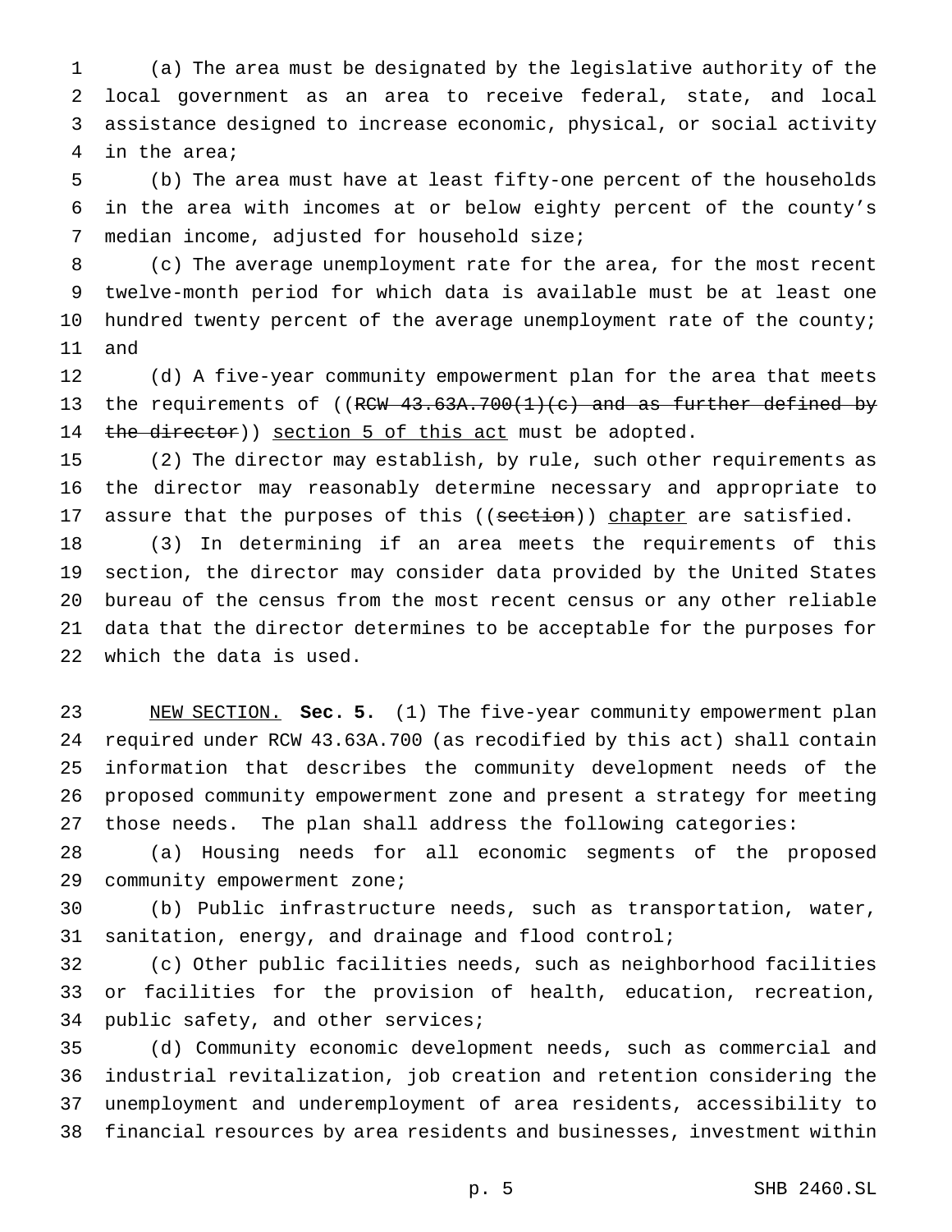(a) The area must be designated by the legislative authority of the local government as an area to receive federal, state, and local assistance designed to increase economic, physical, or social activity in the area;

(b) The area must have at least fifty-one percent of the households in the area with incomes at or below eighty percent of the county's median income, adjusted for household size;

(c) The average unemployment rate for the area, for the most recent twelve-month period for which data is available must be at least one hundred twenty percent of the average unemployment rate of the county; and

(d) A five-year community empowerment plan for the area that meets the requirements of ((~~RCW 43.63A.700(1)(c) and as further defined by the director~~)) <u>section 5 of this act</u> must be adopted.

(2) The director may establish, by rule, such other requirements as the director may reasonably determine necessary and appropriate to assure that the purposes of this ((~~section~~)) <u>chapter</u> are satisfied.

(3) In determining if an area meets the requirements of this section, the director may consider data provided by the United States bureau of the census from the most recent census or any other reliable data that the director determines to be acceptable for the purposes for which the data is used.

<u>NEW SECTION.</u> **Sec. 5.** (1) The five-year community empowerment plan required under RCW 43.63A.700 (as recodified by this act) shall contain information that describes the community development needs of the proposed community empowerment zone and present a strategy for meeting those needs. The plan shall address the following categories:

(a) Housing needs for all economic segments of the proposed community empowerment zone;

(b) Public infrastructure needs, such as transportation, water, sanitation, energy, and drainage and flood control;

(c) Other public facilities needs, such as neighborhood facilities or facilities for the provision of health, education, recreation, public safety, and other services;

(d) Community economic development needs, such as commercial and industrial revitalization, job creation and retention considering the unemployment and underemployment of area residents, accessibility to financial resources by area residents and businesses, investment within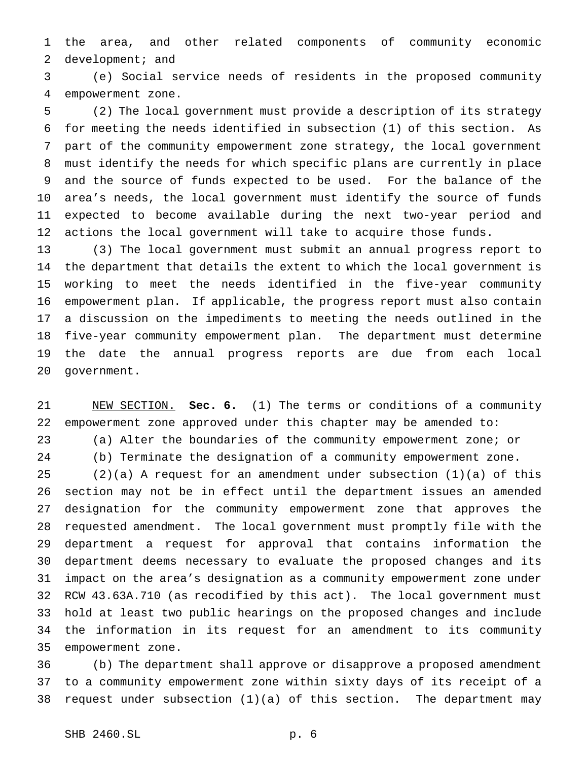the area, and other related components of community economic development; and

(e) Social service needs of residents in the proposed community empowerment zone.

(2) The local government must provide a description of its strategy for meeting the needs identified in subsection (1) of this section. As part of the community empowerment zone strategy, the local government must identify the needs for which specific plans are currently in place and the source of funds expected to be used. For the balance of the area's needs, the local government must identify the source of funds expected to become available during the next two-year period and actions the local government will take to acquire those funds.

(3) The local government must submit an annual progress report to the department that details the extent to which the local government is working to meet the needs identified in the five-year community empowerment plan. If applicable, the progress report must also contain a discussion on the impediments to meeting the needs outlined in the five-year community empowerment plan. The department must determine the date the annual progress reports are due from each local government.

NEW SECTION. **Sec. 6.** (1) The terms or conditions of a community empowerment zone approved under this chapter may be amended to:

(a) Alter the boundaries of the community empowerment zone; or

(b) Terminate the designation of a community empowerment zone.

(2)(a) A request for an amendment under subsection (1)(a) of this section may not be in effect until the department issues an amended designation for the community empowerment zone that approves the requested amendment. The local government must promptly file with the department a request for approval that contains information the department deems necessary to evaluate the proposed changes and its impact on the area's designation as a community empowerment zone under RCW 43.63A.710 (as recodified by this act). The local government must hold at least two public hearings on the proposed changes and include the information in its request for an amendment to its community empowerment zone.

(b) The department shall approve or disapprove a proposed amendment to a community empowerment zone within sixty days of its receipt of a request under subsection (1)(a) of this section. The department may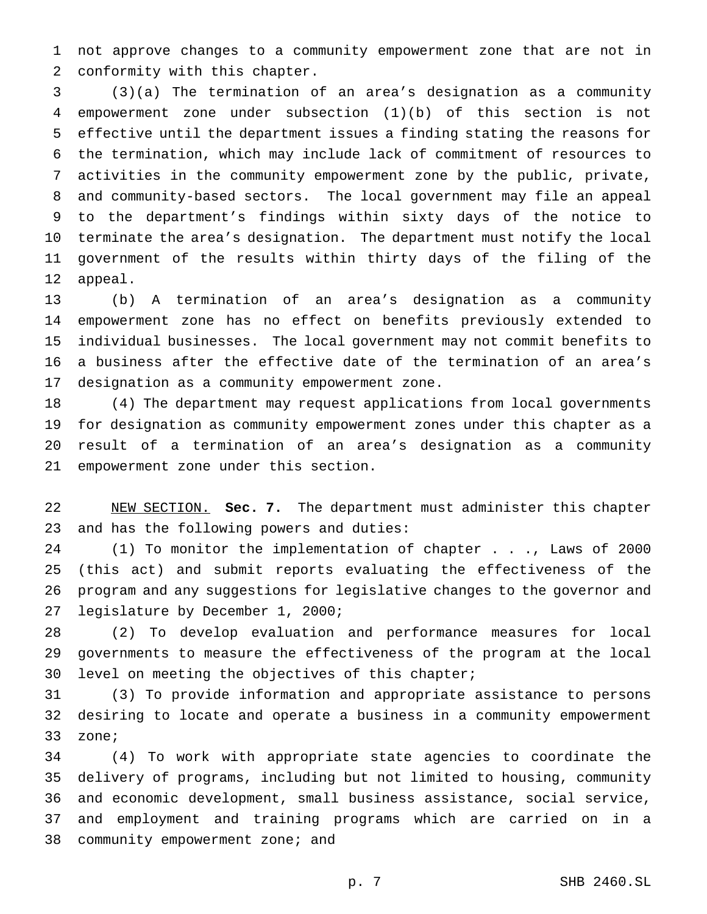not approve changes to a community empowerment zone that are not in conformity with this chapter.

(3)(a) The termination of an area's designation as a community empowerment zone under subsection (1)(b) of this section is not effective until the department issues a finding stating the reasons for the termination, which may include lack of commitment of resources to activities in the community empowerment zone by the public, private, and community-based sectors. The local government may file an appeal to the department's findings within sixty days of the notice to terminate the area's designation. The department must notify the local government of the results within thirty days of the filing of the appeal.

(b) A termination of an area's designation as a community empowerment zone has no effect on benefits previously extended to individual businesses. The local government may not commit benefits to a business after the effective date of the termination of an area's designation as a community empowerment zone.

(4) The department may request applications from local governments for designation as community empowerment zones under this chapter as a result of a termination of an area's designation as a community empowerment zone under this section.

NEW SECTION. **Sec. 7.** The department must administer this chapter and has the following powers and duties:

(1) To monitor the implementation of chapter . . ., Laws of 2000 (this act) and submit reports evaluating the effectiveness of the program and any suggestions for legislative changes to the governor and legislature by December 1, 2000;

(2) To develop evaluation and performance measures for local governments to measure the effectiveness of the program at the local level on meeting the objectives of this chapter;

(3) To provide information and appropriate assistance to persons desiring to locate and operate a business in a community empowerment zone;

(4) To work with appropriate state agencies to coordinate the delivery of programs, including but not limited to housing, community and economic development, small business assistance, social service, and employment and training programs which are carried on in a community empowerment zone; and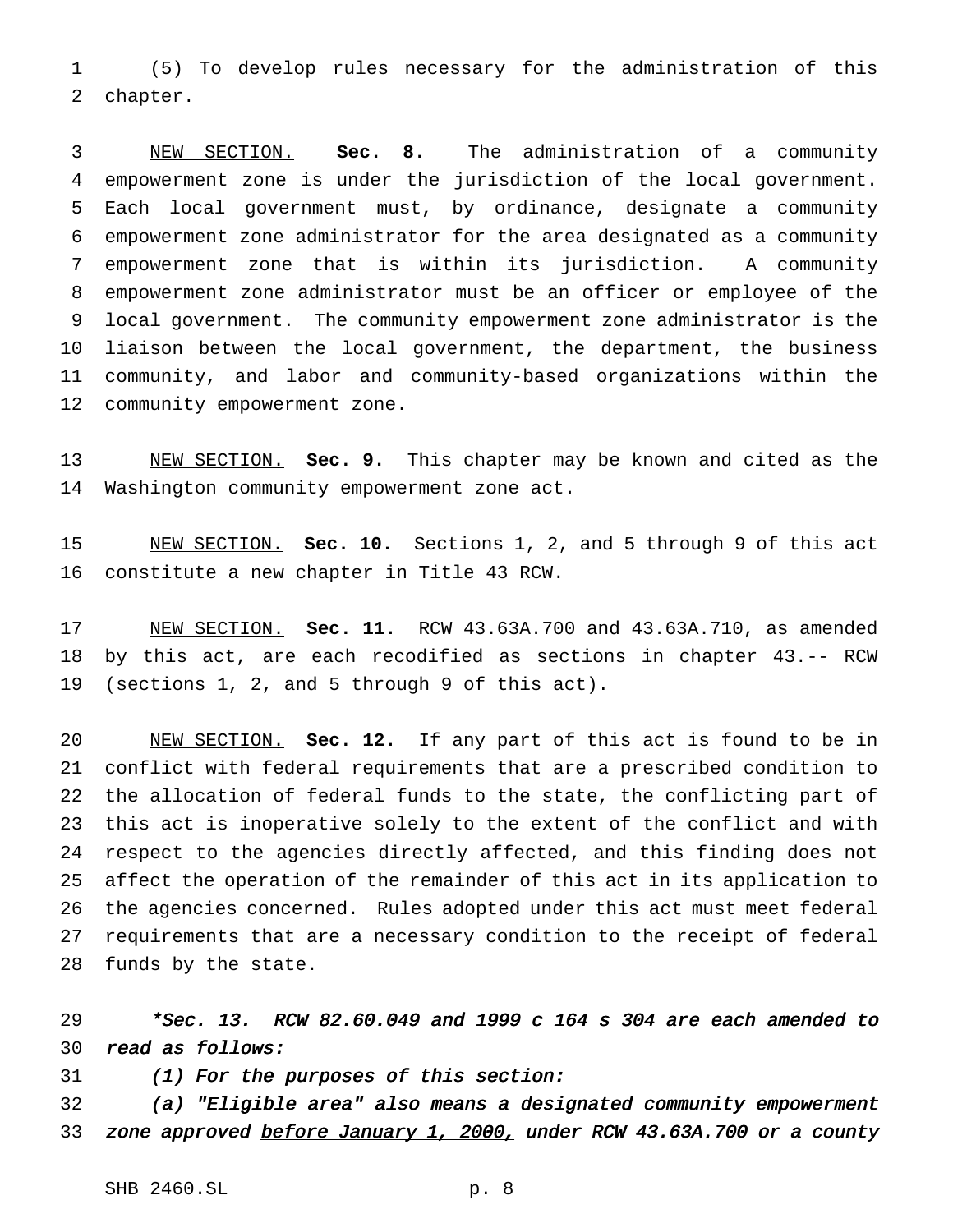(5) To develop rules necessary for the administration of this chapter.

<u>NEW SECTION.</u> **Sec. 8.** The administration of a community empowerment zone is under the jurisdiction of the local government. Each local government must, by ordinance, designate a community empowerment zone administrator for the area designated as a community empowerment zone that is within its jurisdiction. A community empowerment zone administrator must be an officer or employee of the local government. The community empowerment zone administrator is the liaison between the local government, the department, the business community, and labor and community-based organizations within the community empowerment zone.

<u>NEW SECTION.</u> **Sec. 9.** This chapter may be known and cited as the Washington community empowerment zone act.

<u>NEW SECTION.</u> **Sec. 10.** Sections 1, 2, and 5 through 9 of this act constitute a new chapter in Title 43 RCW.

<u>NEW SECTION.</u> **Sec. 11.** RCW 43.63A.700 and 43.63A.710, as amended by this act, are each recodified as sections in chapter 43.-- RCW (sections 1, 2, and 5 through 9 of this act).

<u>NEW SECTION.</u> **Sec. 12.** If any part of this act is found to be in conflict with federal requirements that are a prescribed condition to the allocation of federal funds to the state, the conflicting part of this act is inoperative solely to the extent of the conflict and with respect to the agencies directly affected, and this finding does not affect the operation of the remainder of this act in its application to the agencies concerned. Rules adopted under this act must meet federal requirements that are a necessary condition to the receipt of federal funds by the state.

*\*Sec. 13. RCW 82.60.049 and 1999 c 164 s 304 are each amended to read as follows:*

*(1) For the purposes of this section:*

*(a) "Eligible area" also means a designated community empowerment zone approved <u>before January 1, 2000,</u> under RCW 43.63A.700 or a county*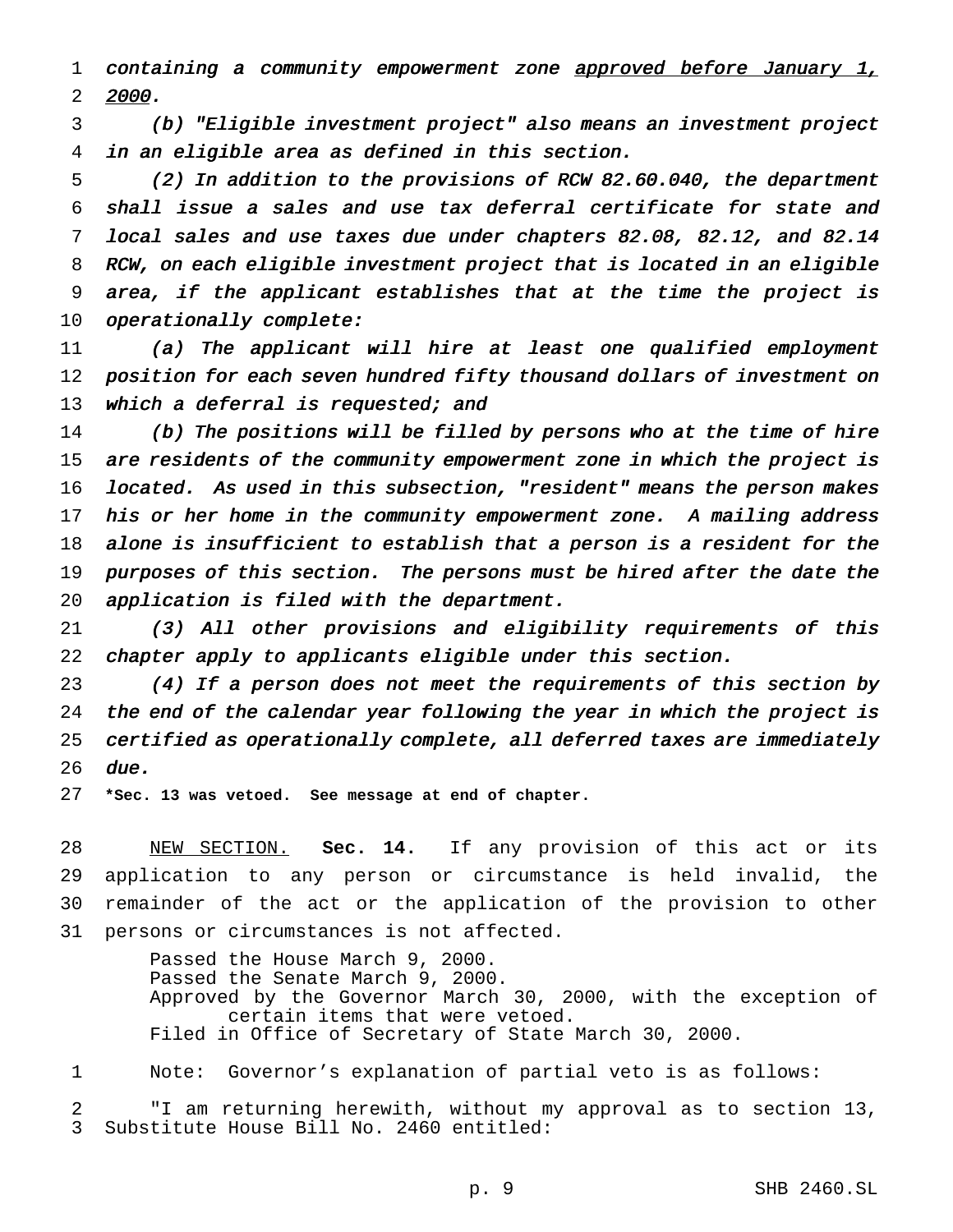*containing a community empowerment zone <u>approved before January 1, 2000</u>.*

*(b) "Eligible investment project" also means an investment project in an eligible area as defined in this section.*

*(2) In addition to the provisions of RCW 82.60.040, the department shall issue a sales and use tax deferral certificate for state and local sales and use taxes due under chapters 82.08, 82.12, and 82.14 RCW, on each eligible investment project that is located in an eligible area, if the applicant establishes that at the time the project is operationally complete:*

*(a) The applicant will hire at least one qualified employment position for each seven hundred fifty thousand dollars of investment on which a deferral is requested; and*

*(b) The positions will be filled by persons who at the time of hire are residents of the community empowerment zone in which the project is located. As used in this subsection, "resident" means the person makes his or her home in the community empowerment zone. A mailing address alone is insufficient to establish that a person is a resident for the purposes of this section. The persons must be hired after the date the application is filed with the department.*

*(3) All other provisions and eligibility requirements of this chapter apply to applicants eligible under this section.*

*(4) If a person does not meet the requirements of this section by the end of the calendar year following the year in which the project is certified as operationally complete, all deferred taxes are immediately due.*

**\*Sec. 13 was vetoed. See message at end of chapter.**

<u>NEW SECTION.</u> **Sec. 14.** If any provision of this act or its application to any person or circumstance is held invalid, the remainder of the act or the application of the provision to other persons or circumstances is not affected.

Passed the House March 9, 2000.
Passed the Senate March 9, 2000.
Approved by the Governor March 30, 2000, with the exception of certain items that were vetoed.
Filed in Office of Secretary of State March 30, 2000.

Note: Governor's explanation of partial veto is as follows:

"I am returning herewith, without my approval as to section 13, Substitute House Bill No. 2460 entitled: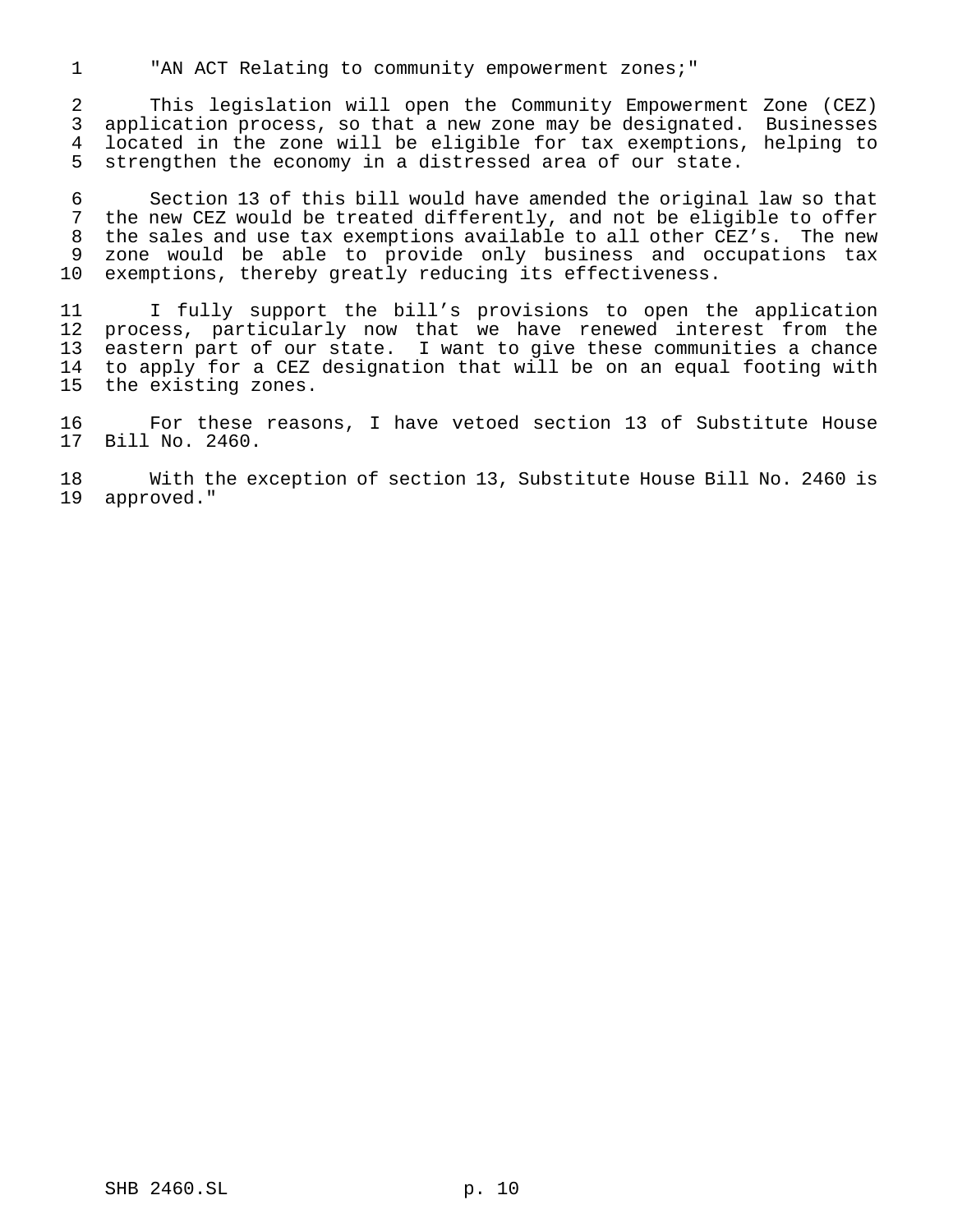"AN ACT Relating to community empowerment zones;"

This legislation will open the Community Empowerment Zone (CEZ) application process, so that a new zone may be designated. Businesses located in the zone will be eligible for tax exemptions, helping to strengthen the economy in a distressed area of our state.

Section 13 of this bill would have amended the original law so that the new CEZ would be treated differently, and not be eligible to offer the sales and use tax exemptions available to all other CEZ's. The new zone would be able to provide only business and occupations tax exemptions, thereby greatly reducing its effectiveness.

I fully support the bill's provisions to open the application process, particularly now that we have renewed interest from the eastern part of our state. I want to give these communities a chance to apply for a CEZ designation that will be on an equal footing with the existing zones.

For these reasons, I have vetoed section 13 of Substitute House Bill No. 2460.

With the exception of section 13, Substitute House Bill No. 2460 is approved."